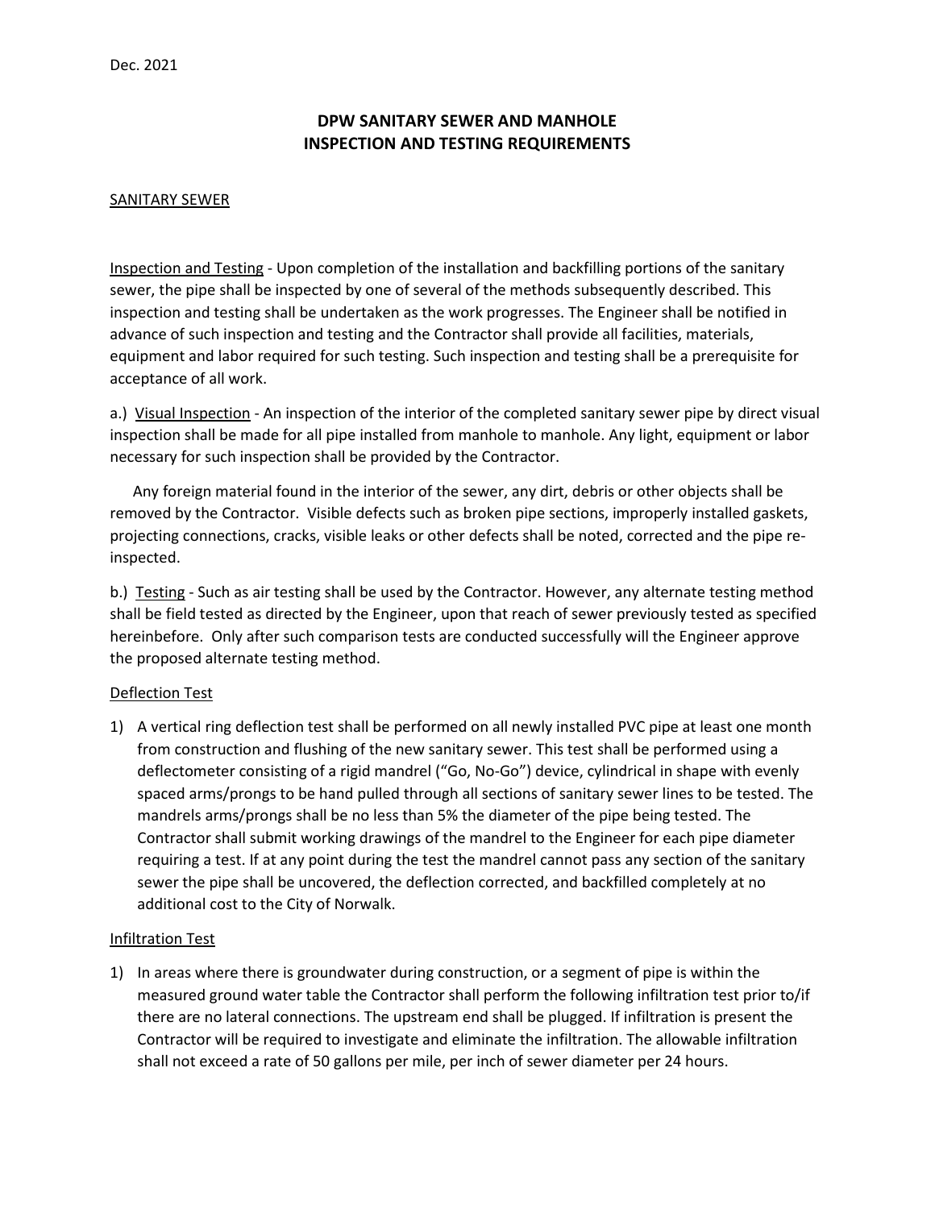Dec. 2021

# DPW SANITARY SEWER AND MANHOLE INSPECTION AND TESTING REQUIREMENTS

## SANITARY SEWER

Inspection and Testing - Upon completion of the installation and backfilling portions of the sanitary sewer, the pipe shall be inspected by one of several of the methods subsequently described. This inspection and testing shall be undertaken as the work progresses. The Engineer shall be notified in advance of such inspection and testing and the Contractor shall provide all facilities, materials, equipment and labor required for such testing. Such inspection and testing shall be a prerequisite for acceptance of all work.

a.) Visual Inspection - An inspection of the interior of the completed sanitary sewer pipe by direct visual inspection shall be made for all pipe installed from manhole to manhole. Any light, equipment or labor necessary for such inspection shall be provided by the Contractor.

Any foreign material found in the interior of the sewer, any dirt, debris or other objects shall be removed by the Contractor. Visible defects such as broken pipe sections, improperly installed gaskets, projecting connections, cracks, visible leaks or other defects shall be noted, corrected and the pipe re-inspected.

b.) Testing - Such as air testing shall be used by the Contractor. However, any alternate testing method shall be field tested as directed by the Engineer, upon that reach of sewer previously tested as specified hereinbefore. Only after such comparison tests are conducted successfully will the Engineer approve the proposed alternate testing method.

### Deflection Test

1) A vertical ring deflection test shall be performed on all newly installed PVC pipe at least one month from construction and flushing of the new sanitary sewer. This test shall be performed using a deflectometer consisting of a rigid mandrel ("Go, No-Go") device, cylindrical in shape with evenly spaced arms/prongs to be hand pulled through all sections of sanitary sewer lines to be tested. The mandrels arms/prongs shall be no less than 5% the diameter of the pipe being tested. The Contractor shall submit working drawings of the mandrel to the Engineer for each pipe diameter requiring a test. If at any point during the test the mandrel cannot pass any section of the sanitary sewer the pipe shall be uncovered, the deflection corrected, and backfilled completely at no additional cost to the City of Norwalk.

### Infiltration Test

1) In areas where there is groundwater during construction, or a segment of pipe is within the measured ground water table the Contractor shall perform the following infiltration test prior to/if there are no lateral connections. The upstream end shall be plugged. If infiltration is present the Contractor will be required to investigate and eliminate the infiltration. The allowable infiltration shall not exceed a rate of 50 gallons per mile, per inch of sewer diameter per 24 hours.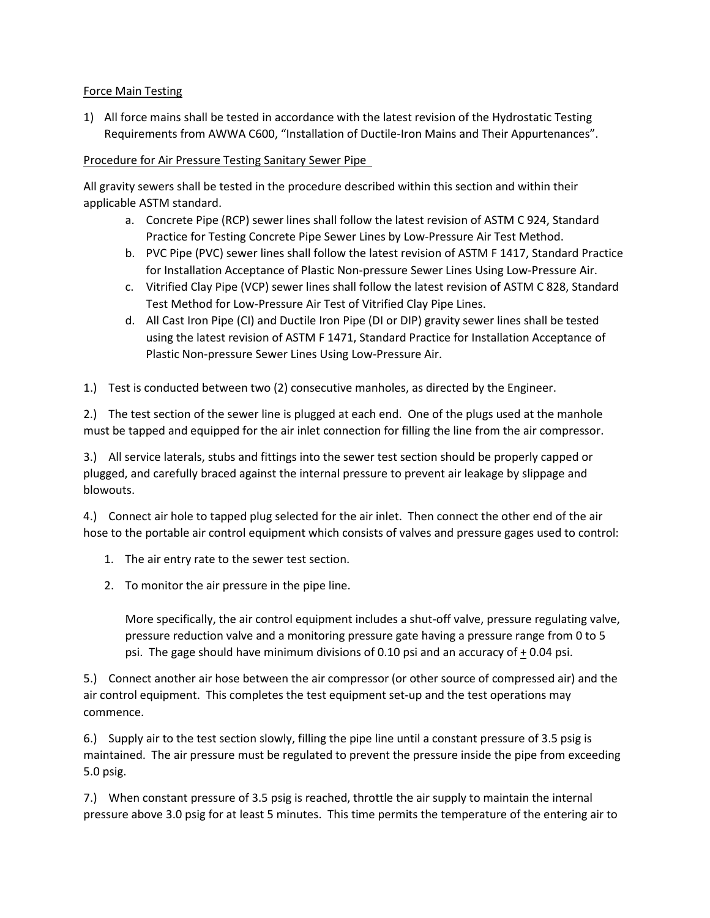Force Main Testing

1) All force mains shall be tested in accordance with the latest revision of the Hydrostatic Testing Requirements from AWWA C600, "Installation of Ductile-Iron Mains and Their Appurtenances".

Procedure for Air Pressure Testing Sanitary Sewer Pipe

All gravity sewers shall be tested in the procedure described within this section and within their applicable ASTM standard.

a. Concrete Pipe (RCP) sewer lines shall follow the latest revision of ASTM C 924, Standard Practice for Testing Concrete Pipe Sewer Lines by Low-Pressure Air Test Method.
b. PVC Pipe (PVC) sewer lines shall follow the latest revision of ASTM F 1417, Standard Practice for Installation Acceptance of Plastic Non-pressure Sewer Lines Using Low-Pressure Air.
c. Vitrified Clay Pipe (VCP) sewer lines shall follow the latest revision of ASTM C 828, Standard Test Method for Low-Pressure Air Test of Vitrified Clay Pipe Lines.
d. All Cast Iron Pipe (CI) and Ductile Iron Pipe (DI or DIP) gravity sewer lines shall be tested using the latest revision of ASTM F 1471, Standard Practice for Installation Acceptance of Plastic Non-pressure Sewer Lines Using Low-Pressure Air.

1.) Test is conducted between two (2) consecutive manholes, as directed by the Engineer.

2.) The test section of the sewer line is plugged at each end. One of the plugs used at the manhole must be tapped and equipped for the air inlet connection for filling the line from the air compressor.

3.) All service laterals, stubs and fittings into the sewer test section should be properly capped or plugged, and carefully braced against the internal pressure to prevent air leakage by slippage and blowouts.

4.) Connect air hole to tapped plug selected for the air inlet. Then connect the other end of the air hose to the portable air control equipment which consists of valves and pressure gages used to control:

1. The air entry rate to the sewer test section.
2. To monitor the air pressure in the pipe line.

   More specifically, the air control equipment includes a shut-off valve, pressure regulating valve, pressure reduction valve and a monitoring pressure gate having a pressure range from 0 to 5 psi. The gage should have minimum divisions of 0.10 psi and an accuracy of ± 0.04 psi.

5.) Connect another air hose between the air compressor (or other source of compressed air) and the air control equipment. This completes the test equipment set-up and the test operations may commence.

6.) Supply air to the test section slowly, filling the pipe line until a constant pressure of 3.5 psig is maintained. The air pressure must be regulated to prevent the pressure inside the pipe from exceeding 5.0 psig.

7.) When constant pressure of 3.5 psig is reached, throttle the air supply to maintain the internal pressure above 3.0 psig for at least 5 minutes. This time permits the temperature of the entering air to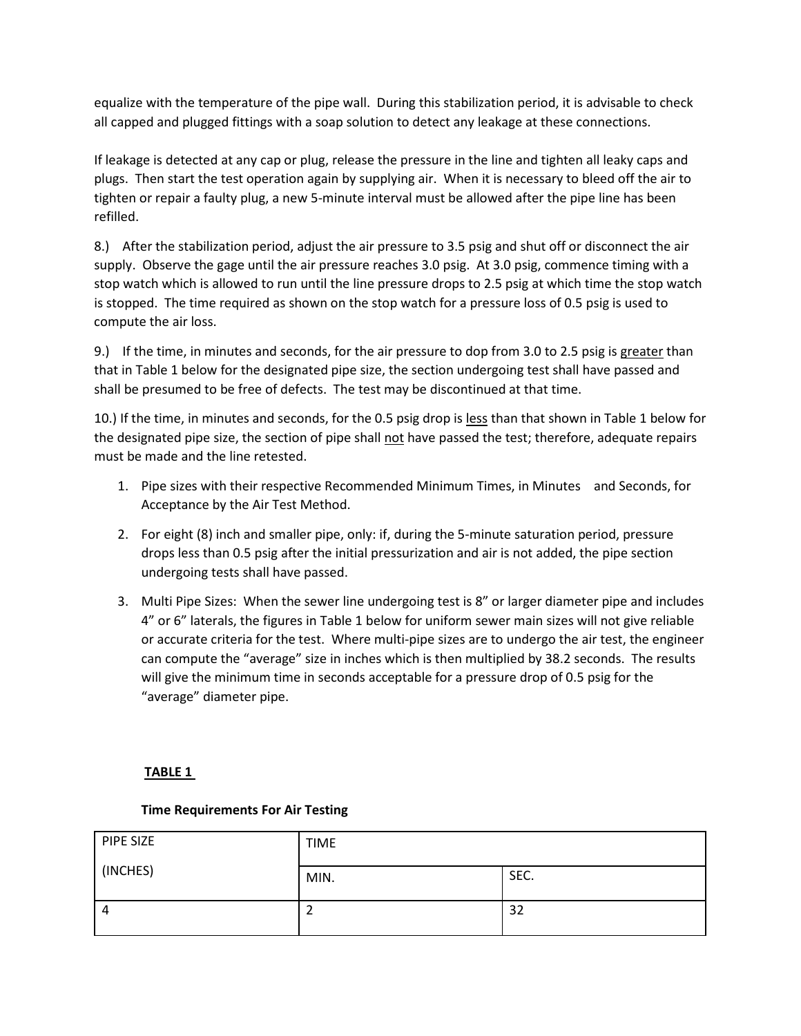equalize with the temperature of the pipe wall. During this stabilization period, it is advisable to check all capped and plugged fittings with a soap solution to detect any leakage at these connections.

If leakage is detected at any cap or plug, release the pressure in the line and tighten all leaky caps and plugs. Then start the test operation again by supplying air. When it is necessary to bleed off the air to tighten or repair a faulty plug, a new 5-minute interval must be allowed after the pipe line has been refilled.

8.) After the stabilization period, adjust the air pressure to 3.5 psig and shut off or disconnect the air supply. Observe the gage until the air pressure reaches 3.0 psig. At 3.0 psig, commence timing with a stop watch which is allowed to run until the line pressure drops to 2.5 psig at which time the stop watch is stopped. The time required as shown on the stop watch for a pressure loss of 0.5 psig is used to compute the air loss.

9.) If the time, in minutes and seconds, for the air pressure to dop from 3.0 to 2.5 psig is <u>greater</u> than that in Table 1 below for the designated pipe size, the section undergoing test shall have passed and shall be presumed to be free of defects. The test may be discontinued at that time.

10.) If the time, in minutes and seconds, for the 0.5 psig drop is <u>less</u> than that shown in Table 1 below for the designated pipe size, the section of pipe shall <u>not</u> have passed the test; therefore, adequate repairs must be made and the line retested.

1. Pipe sizes with their respective Recommended Minimum Times, in Minutes and Seconds, for Acceptance by the Air Test Method.
2. For eight (8) inch and smaller pipe, only: if, during the 5-minute saturation period, pressure drops less than 0.5 psig after the initial pressurization and air is not added, the pipe section undergoing tests shall have passed.
3. Multi Pipe Sizes: When the sewer line undergoing test is 8" or larger diameter pipe and includes 4" or 6" laterals, the figures in Table 1 below for uniform sewer main sizes will not give reliable or accurate criteria for the test. Where multi-pipe sizes are to undergo the air test, the engineer can compute the "average" size in inches which is then multiplied by 38.2 seconds. The results will give the minimum time in seconds acceptable for a pressure drop of 0.5 psig for the "average" diameter pipe.

**TABLE 1**

**Time Requirements For Air Testing**

| PIPE SIZE (INCHES) | TIME | |
|---|---|---|
| | MIN. | SEC. |
| 4 | 2 | 32 |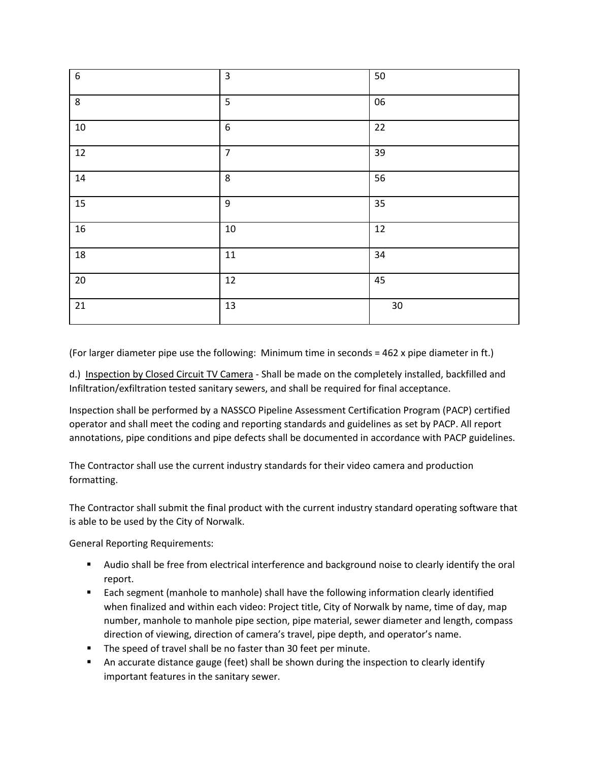| 6 | 3 | 50 |
| --- | --- | --- |
| 8 | 5 | 06 |
| 10 | 6 | 22 |
| 12 | 7 | 39 |
| 14 | 8 | 56 |
| 15 | 9 | 35 |
| 16 | 10 | 12 |
| 18 | 11 | 34 |
| 20 | 12 | 45 |
| 21 | 13 | 30 |

(For larger diameter pipe use the following: Minimum time in seconds = 462 x pipe diameter in ft.)

d.) Inspection by Closed Circuit TV Camera - Shall be made on the completely installed, backfilled and Infiltration/exfiltration tested sanitary sewers, and shall be required for final acceptance.

Inspection shall be performed by a NASSCO Pipeline Assessment Certification Program (PACP) certified operator and shall meet the coding and reporting standards and guidelines as set by PACP. All report annotations, pipe conditions and pipe defects shall be documented in accordance with PACP guidelines.

The Contractor shall use the current industry standards for their video camera and production formatting.

The Contractor shall submit the final product with the current industry standard operating software that is able to be used by the City of Norwalk.

General Reporting Requirements:

- Audio shall be free from electrical interference and background noise to clearly identify the oral report.
- Each segment (manhole to manhole) shall have the following information clearly identified when finalized and within each video: Project title, City of Norwalk by name, time of day, map number, manhole to manhole pipe section, pipe material, sewer diameter and length, compass direction of viewing, direction of camera's travel, pipe depth, and operator's name.
- The speed of travel shall be no faster than 30 feet per minute.
- An accurate distance gauge (feet) shall be shown during the inspection to clearly identify important features in the sanitary sewer.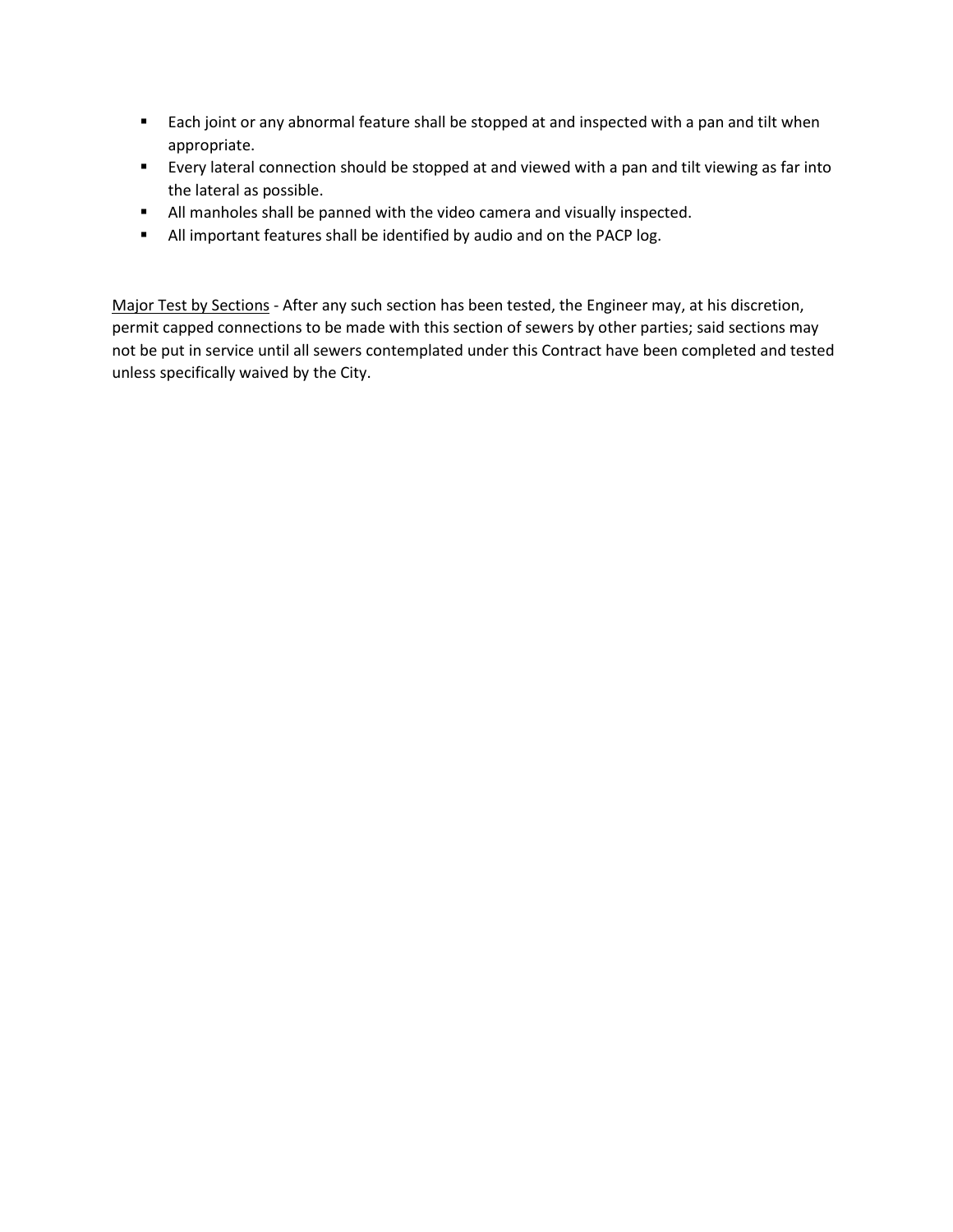- Each joint or any abnormal feature shall be stopped at and inspected with a pan and tilt when appropriate.
- Every lateral connection should be stopped at and viewed with a pan and tilt viewing as far into the lateral as possible.
- All manholes shall be panned with the video camera and visually inspected.
- All important features shall be identified by audio and on the PACP log.

<u>Major Test by Sections</u> - After any such section has been tested, the Engineer may, at his discretion, permit capped connections to be made with this section of sewers by other parties; said sections may not be put in service until all sewers contemplated under this Contract have been completed and tested unless specifically waived by the City.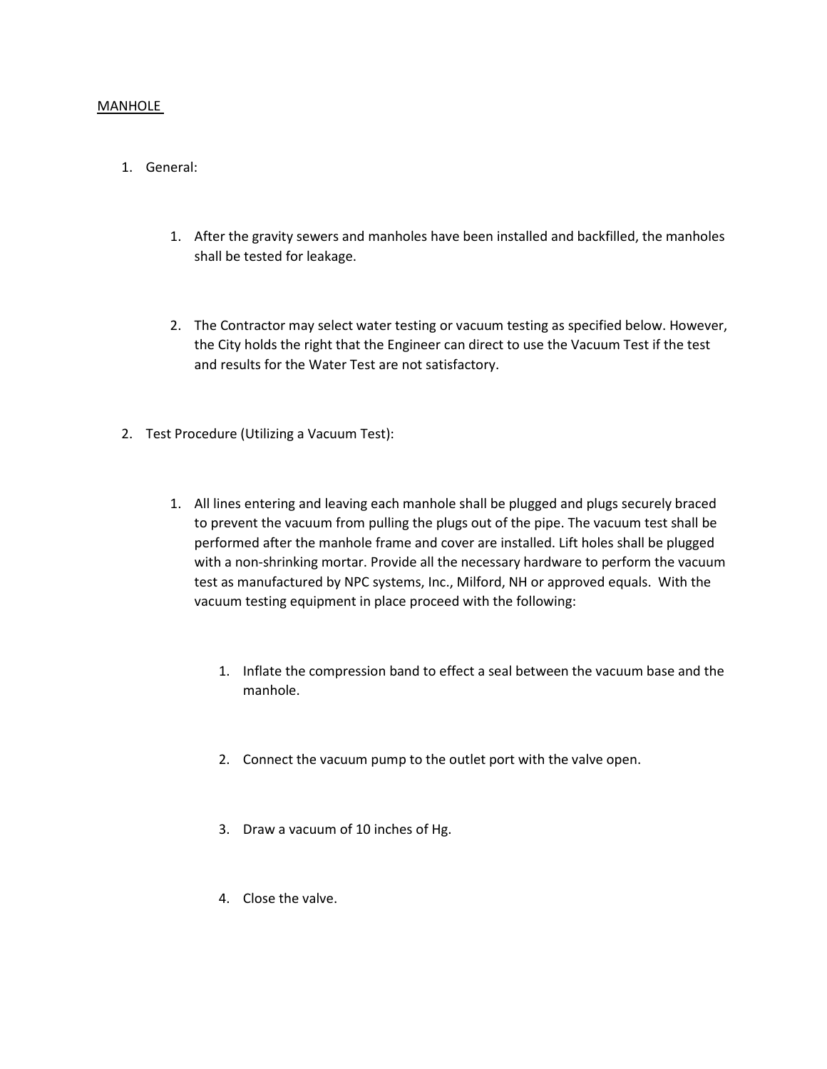MANHOLE

1. General:

    1. After the gravity sewers and manholes have been installed and backfilled, the manholes shall be tested for leakage.

    2. The Contractor may select water testing or vacuum testing as specified below. However, the City holds the right that the Engineer can direct to use the Vacuum Test if the test and results for the Water Test are not satisfactory.

2. Test Procedure (Utilizing a Vacuum Test):

    1. All lines entering and leaving each manhole shall be plugged and plugs securely braced to prevent the vacuum from pulling the plugs out of the pipe. The vacuum test shall be performed after the manhole frame and cover are installed. Lift holes shall be plugged with a non-shrinking mortar. Provide all the necessary hardware to perform the vacuum test as manufactured by NPC systems, Inc., Milford, NH or approved equals. With the vacuum testing equipment in place proceed with the following:

        1. Inflate the compression band to effect a seal between the vacuum base and the manhole.

        2. Connect the vacuum pump to the outlet port with the valve open.

        3. Draw a vacuum of 10 inches of Hg.

        4. Close the valve.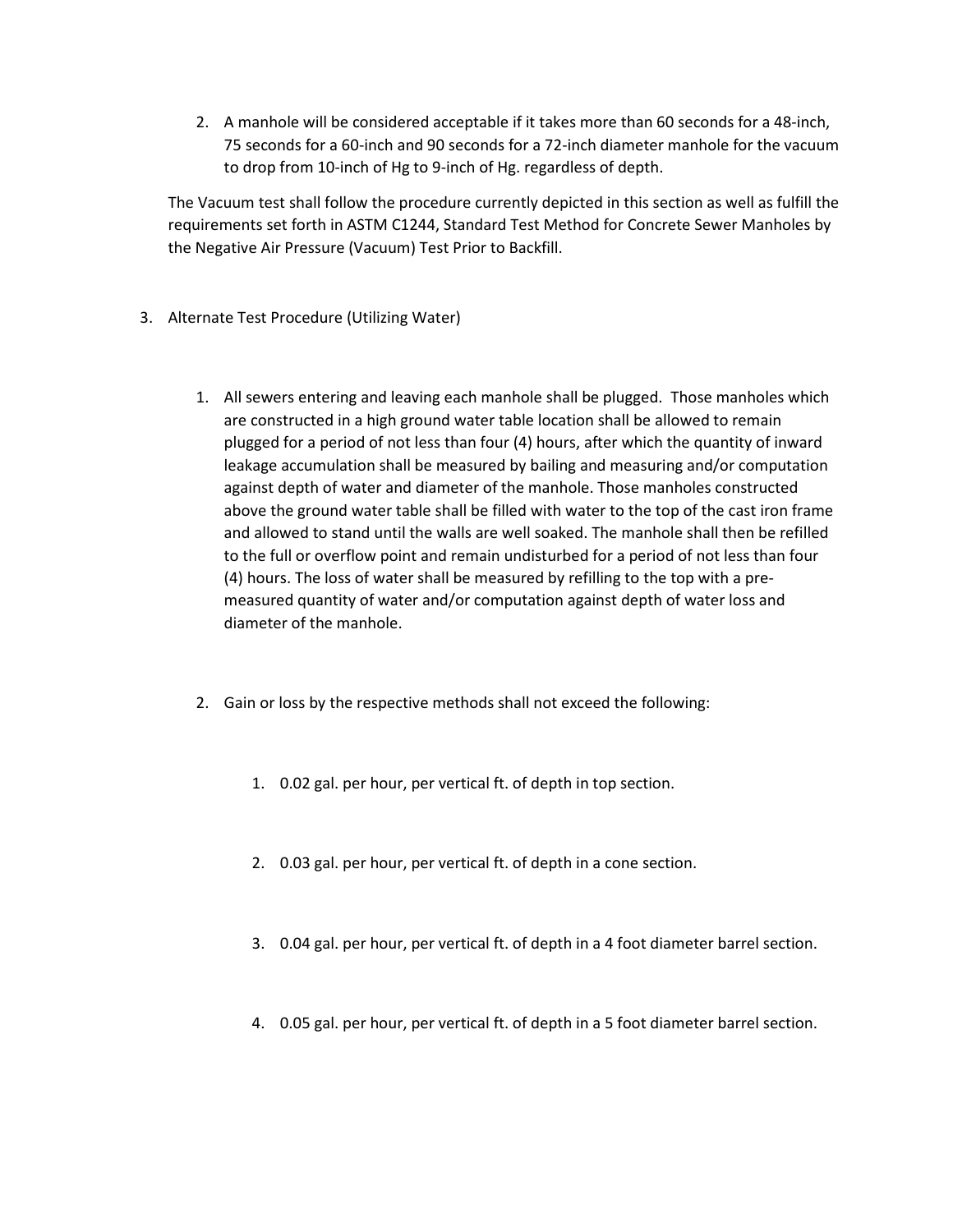2. A manhole will be considered acceptable if it takes more than 60 seconds for a 48-inch, 75 seconds for a 60-inch and 90 seconds for a 72-inch diameter manhole for the vacuum to drop from 10-inch of Hg to 9-inch of Hg. regardless of depth.

The Vacuum test shall follow the procedure currently depicted in this section as well as fulfill the requirements set forth in ASTM C1244, Standard Test Method for Concrete Sewer Manholes by the Negative Air Pressure (Vacuum) Test Prior to Backfill.

3. Alternate Test Procedure (Utilizing Water)

    1. All sewers entering and leaving each manhole shall be plugged. Those manholes which are constructed in a high ground water table location shall be allowed to remain plugged for a period of not less than four (4) hours, after which the quantity of inward leakage accumulation shall be measured by bailing and measuring and/or computation against depth of water and diameter of the manhole. Those manholes constructed above the ground water table shall be filled with water to the top of the cast iron frame and allowed to stand until the walls are well soaked. The manhole shall then be refilled to the full or overflow point and remain undisturbed for a period of not less than four (4) hours. The loss of water shall be measured by refilling to the top with a pre-measured quantity of water and/or computation against depth of water loss and diameter of the manhole.

    2. Gain or loss by the respective methods shall not exceed the following:

        1. 0.02 gal. per hour, per vertical ft. of depth in top section.

        2. 0.03 gal. per hour, per vertical ft. of depth in a cone section.

        3. 0.04 gal. per hour, per vertical ft. of depth in a 4 foot diameter barrel section.

        4. 0.05 gal. per hour, per vertical ft. of depth in a 5 foot diameter barrel section.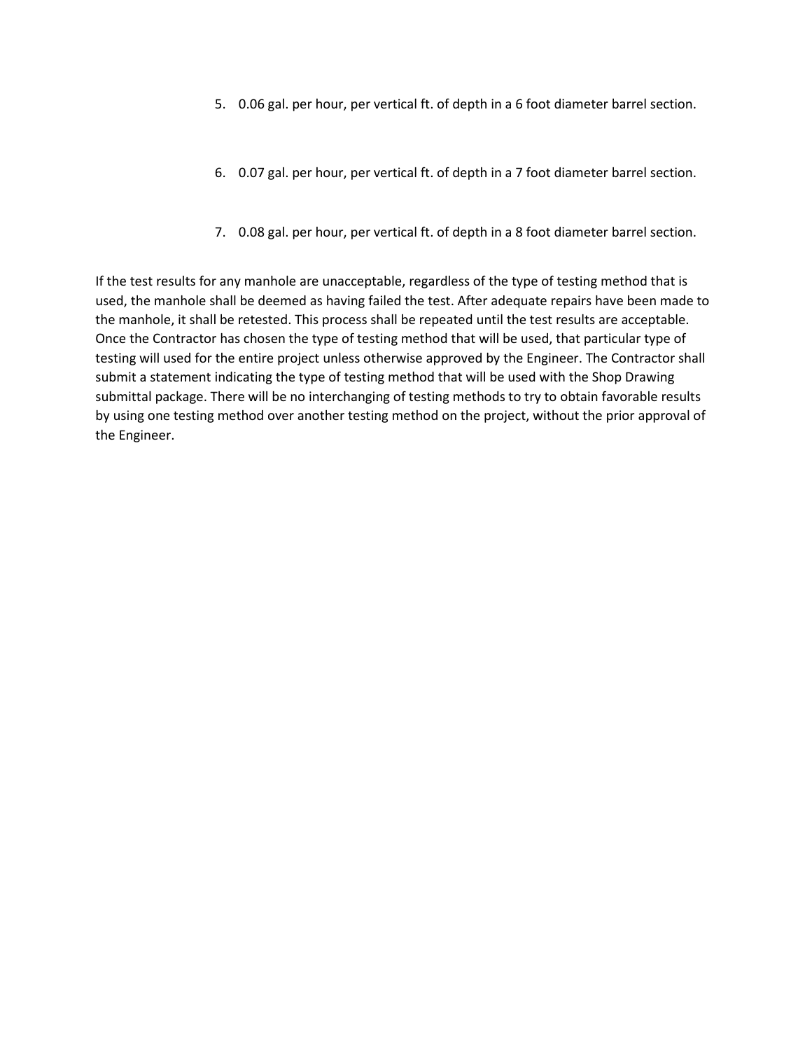5. 0.06 gal. per hour, per vertical ft. of depth in a 6 foot diameter barrel section.

6. 0.07 gal. per hour, per vertical ft. of depth in a 7 foot diameter barrel section.

7. 0.08 gal. per hour, per vertical ft. of depth in a 8 foot diameter barrel section.

If the test results for any manhole are unacceptable, regardless of the type of testing method that is used, the manhole shall be deemed as having failed the test. After adequate repairs have been made to the manhole, it shall be retested. This process shall be repeated until the test results are acceptable. Once the Contractor has chosen the type of testing method that will be used, that particular type of testing will used for the entire project unless otherwise approved by the Engineer. The Contractor shall submit a statement indicating the type of testing method that will be used with the Shop Drawing submittal package. There will be no interchanging of testing methods to try to obtain favorable results by using one testing method over another testing method on the project, without the prior approval of the Engineer.